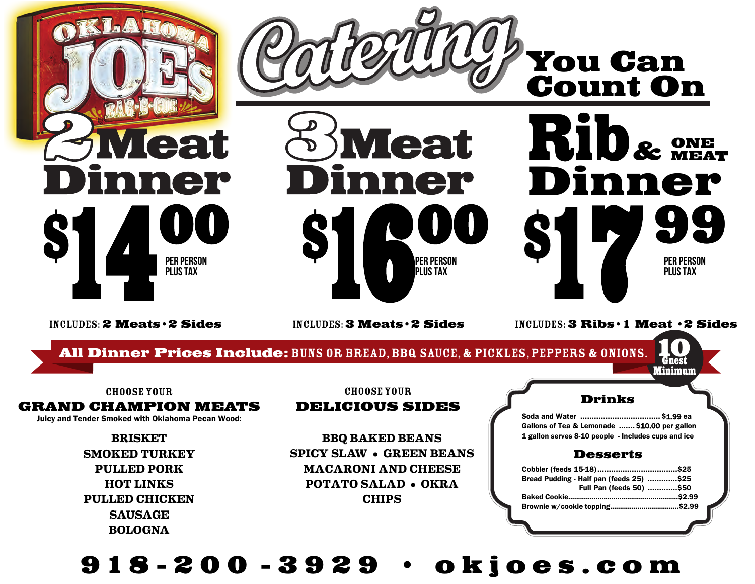# Oklahoma Joe's Bar-B-Cue

# Catering You Can Count On

## 2 Meat Dinner

**$14.00** PER PERSON PLUS TAX

INCLUDES: **2 Meats • 2 Sides**

## 3 Meat Dinner

**$16.00** PER PERSON PLUS TAX

INCLUDES: **3 Meats • 2 Sides**

## Rib & One Meat Dinner

**$17.99** PER PERSON PLUS TAX

INCLUDES: **3 Ribs • 1 Meat • 2 Sides**

**All Dinner Prices Include:** BUNS OR BREAD, BBQ SAUCE, & PICKLES, PEPPERS & ONIONS.

**10 Guest Minimum**

### CHOOSE YOUR GRAND CHAMPION MEATS

Juicy and Tender Smoked with Oklahoma Pecan Wood:

- BRISKET
- SMOKED TURKEY
- PULLED PORK
- HOT LINKS
- PULLED CHICKEN
- SAUSAGE
- BOLOGNA

### CHOOSE YOUR DELICIOUS SIDES

- BBQ BAKED BEANS
- SPICY SLAW
- GREEN BEANS
- MACARONI AND CHEESE
- POTATO SALAD
- OKRA
- CHIPS

### Drinks

Soda and Water .................................. $1.99 ea

Gallons of Tea & Lemonade ....... $10.00 per gallon

1 gallon serves 8-10 people - Includes cups and ice

### Desserts

Cobbler (feeds 15-18).................................$25

Bread Pudding - Half pan (feeds 25) .............$25

Full Pan (feeds 50) .............$50

Baked Cookie.......................................................$2.99

Brownie w/cookie topping..................................$2.99

**918-200-3929 • okjoes.com**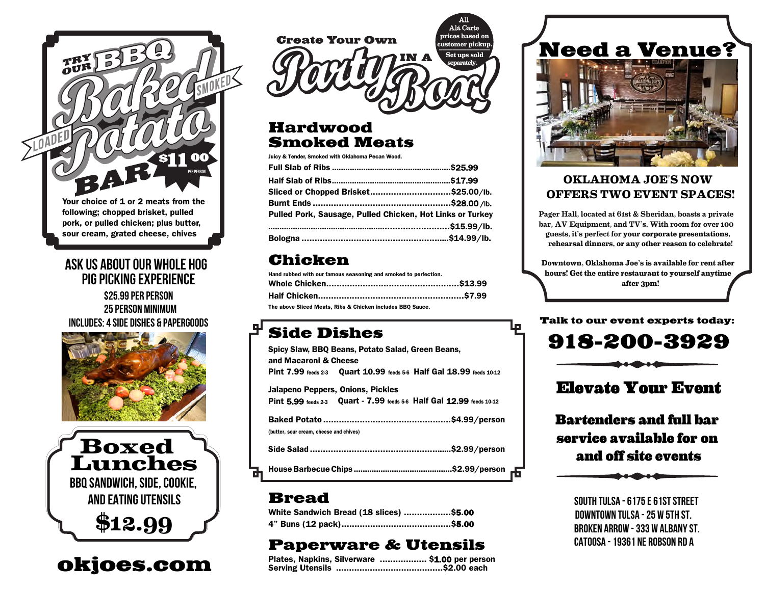# Try Our BBQ Baked Smoked Loaded Potato Bar

**$11.00 per person**

Your choice of 1 or 2 meats from the following; chopped brisket, pulled pork, or pulled chicken; plus butter, sour cream, grated cheese, chives

## Ask Us About Our Whole Hog Pig Picking Experience

$25.99 PER PERSON
25 PERSON MINIMUM
INCLUDES: 4 SIDE DISHES & PAPERGOODS

## Boxed Lunches

BBQ SANDWICH, SIDE, COOKIE, AND EATING UTENSILS

**$12.99**

**okjoes.com**

# Create Your Own Party in a Box!

All Alá Carte prices based on customer pickup.

Set ups sold separately.

## Hardwood Smoked Meats

Juicy & Tender, Smoked with Oklahoma Pecan Wood.

| | |
|---|---|
| Full Slab of Ribs | $25.99 |
| Half Slab of Ribs | $17.99 |
| Sliced or Chopped Brisket | $25.00/lb. |
| Burnt Ends | $28.00/lb. |
| Pulled Pork, Sausage, Pulled Chicken, Hot Links or Turkey | $15.99/lb. |
| Bologna | $14.99/lb. |

## Chicken

Hand rubbed with our famous seasoning and smoked to perfection.

| | |
|---|---|
| Whole Chicken | $13.99 |
| Half Chicken | $7.99 |

The above Sliced Meats, Ribs & Chicken includes BBQ Sauce.

## Side Dishes

Spicy Slaw, BBQ Beans, Potato Salad, Green Beans, and Macaroni & Cheese
Pint 7.99 feeds 2-3 Quart 10.99 feeds 5-6 Half Gal 18.99 feeds 10-12

Jalapeno Peppers, Onions, Pickles
Pint 5.99 feeds 2-3 Quart - 7.99 feeds 5-6 Half Gal 12.99 feeds 10-12

Baked Potato ........ $4.99/person
(butter, sour cream, cheese and chives)

Side Salad ........ $2.99/person

House Barbecue Chips ........ $2.99/person

## Bread

| | |
|---|---|
| White Sandwich Bread (18 slices) | $5.00 |
| 4" Buns (12 pack) | $5.00 |

## Paperware & Utensils

| | |
|---|---|
| Plates, Napkins, Silverware | $1.00 per person |
| Serving Utensils | $2.00 each |

# Need a Venue?

## OKLAHOMA JOE'S NOW OFFERS TWO EVENT SPACES!

Pager Hall, located at 61st & Sheridan, boasts a private bar, AV Equipment, and TV's. With room for over 100 guests, it's perfect for your corporate presentations, rehearsal dinners, or any other reason to celebrate!

Downtown, Oklahoma Joe's is available for rent after hours! Get the entire restaurant to yourself anytime after 3pm!

**Talk to our event experts today:**

**918-200-3929**

## Elevate Your Event

Bartenders and full bar service available for on and off site events

SOUTH TULSA - 6175 E 61ST STREET
DOWNTOWN TULSA - 25 W 5TH ST.
BROKEN ARROW - 333 W ALBANY ST.
CATOOSA - 19361 NE ROBSON RD A